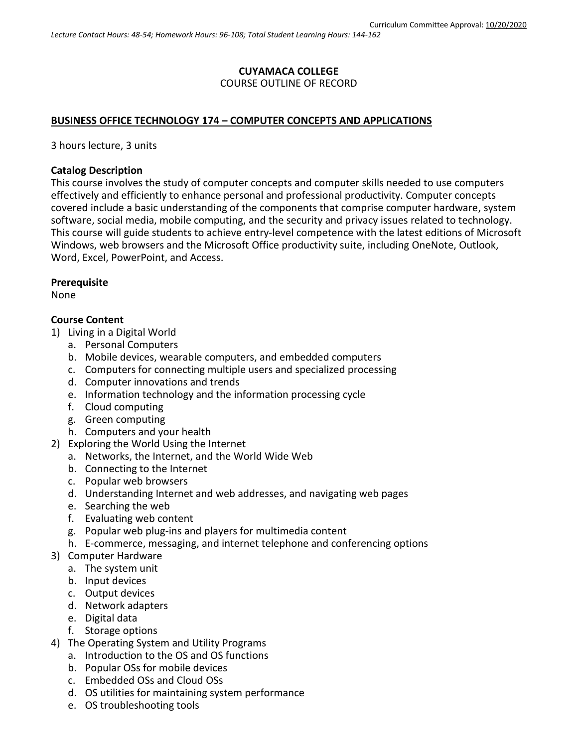Curriculum Committee Approval: 10/20/2020

*Lecture Contact Hours: 48-54; Homework Hours: 96-108; Total Student Learning Hours: 144-162*

**CUYAMACA COLLEGE**
COURSE OUTLINE OF RECORD

## BUSINESS OFFICE TECHNOLOGY 174 – COMPUTER CONCEPTS AND APPLICATIONS

3 hours lecture, 3 units

**Catalog Description**
This course involves the study of computer concepts and computer skills needed to use computers effectively and efficiently to enhance personal and professional productivity. Computer concepts covered include a basic understanding of the components that comprise computer hardware, system software, social media, mobile computing, and the security and privacy issues related to technology. This course will guide students to achieve entry-level competence with the latest editions of Microsoft Windows, web browsers and the Microsoft Office productivity suite, including OneNote, Outlook, Word, Excel, PowerPoint, and Access.

**Prerequisite**
None

**Course Content**

1) Living in a Digital World
   a. Personal Computers
   b. Mobile devices, wearable computers, and embedded computers
   c. Computers for connecting multiple users and specialized processing
   d. Computer innovations and trends
   e. Information technology and the information processing cycle
   f. Cloud computing
   g. Green computing
   h. Computers and your health
2) Exploring the World Using the Internet
   a. Networks, the Internet, and the World Wide Web
   b. Connecting to the Internet
   c. Popular web browsers
   d. Understanding Internet and web addresses, and navigating web pages
   e. Searching the web
   f. Evaluating web content
   g. Popular web plug-ins and players for multimedia content
   h. E-commerce, messaging, and internet telephone and conferencing options
3) Computer Hardware
   a. The system unit
   b. Input devices
   c. Output devices
   d. Network adapters
   e. Digital data
   f. Storage options
4) The Operating System and Utility Programs
   a. Introduction to the OS and OS functions
   b. Popular OSs for mobile devices
   c. Embedded OSs and Cloud OSs
   d. OS utilities for maintaining system performance
   e. OS troubleshooting tools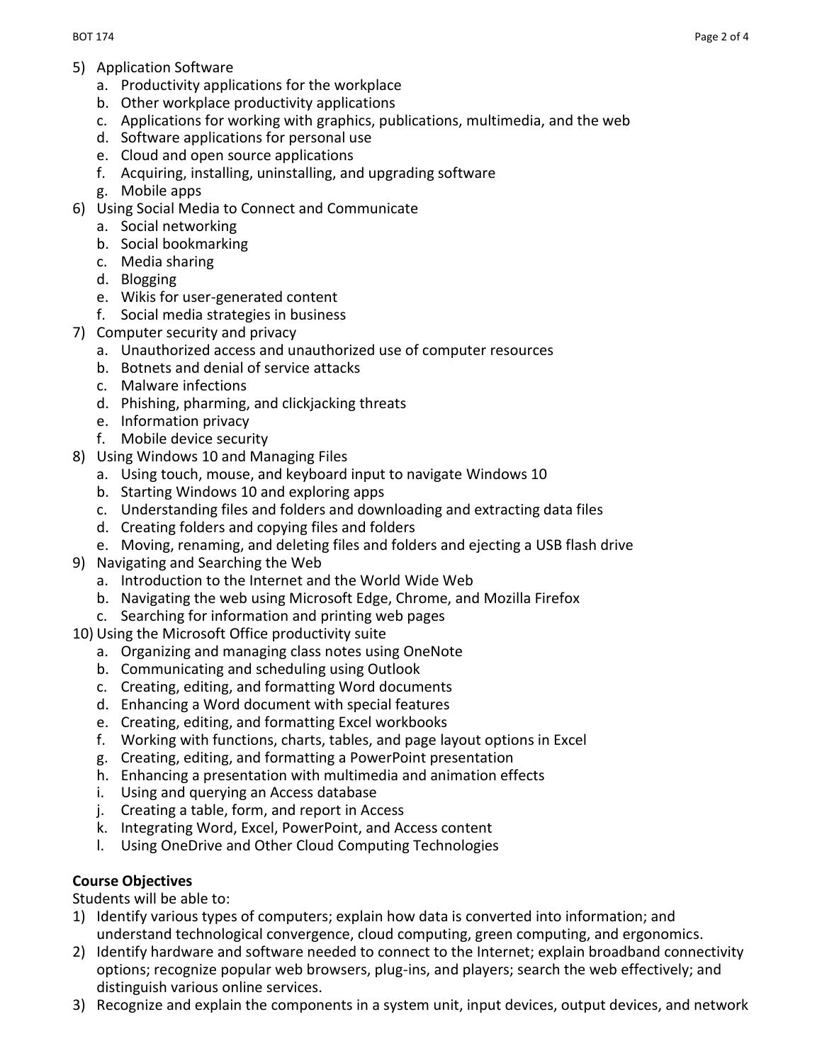5) Application Software
   a. Productivity applications for the workplace
   b. Other workplace productivity applications
   c. Applications for working with graphics, publications, multimedia, and the web
   d. Software applications for personal use
   e. Cloud and open source applications
   f. Acquiring, installing, uninstalling, and upgrading software
   g. Mobile apps
6) Using Social Media to Connect and Communicate
   a. Social networking
   b. Social bookmarking
   c. Media sharing
   d. Blogging
   e. Wikis for user-generated content
   f. Social media strategies in business
7) Computer security and privacy
   a. Unauthorized access and unauthorized use of computer resources
   b. Botnets and denial of service attacks
   c. Malware infections
   d. Phishing, pharming, and clickjacking threats
   e. Information privacy
   f. Mobile device security
8) Using Windows 10 and Managing Files
   a. Using touch, mouse, and keyboard input to navigate Windows 10
   b. Starting Windows 10 and exploring apps
   c. Understanding files and folders and downloading and extracting data files
   d. Creating folders and copying files and folders
   e. Moving, renaming, and deleting files and folders and ejecting a USB flash drive
9) Navigating and Searching the Web
   a. Introduction to the Internet and the World Wide Web
   b. Navigating the web using Microsoft Edge, Chrome, and Mozilla Firefox
   c. Searching for information and printing web pages
10) Using the Microsoft Office productivity suite
    a. Organizing and managing class notes using OneNote
    b. Communicating and scheduling using Outlook
    c. Creating, editing, and formatting Word documents
    d. Enhancing a Word document with special features
    e. Creating, editing, and formatting Excel workbooks
    f. Working with functions, charts, tables, and page layout options in Excel
    g. Creating, editing, and formatting a PowerPoint presentation
    h. Enhancing a presentation with multimedia and animation effects
    i. Using and querying an Access database
    j. Creating a table, form, and report in Access
    k. Integrating Word, Excel, PowerPoint, and Access content
    l. Using OneDrive and Other Cloud Computing Technologies

**Course Objectives**

Students will be able to:

1) Identify various types of computers; explain how data is converted into information; and understand technological convergence, cloud computing, green computing, and ergonomics.
2) Identify hardware and software needed to connect to the Internet; explain broadband connectivity options; recognize popular web browsers, plug-ins, and players; search the web effectively; and distinguish various online services.
3) Recognize and explain the components in a system unit, input devices, output devices, and network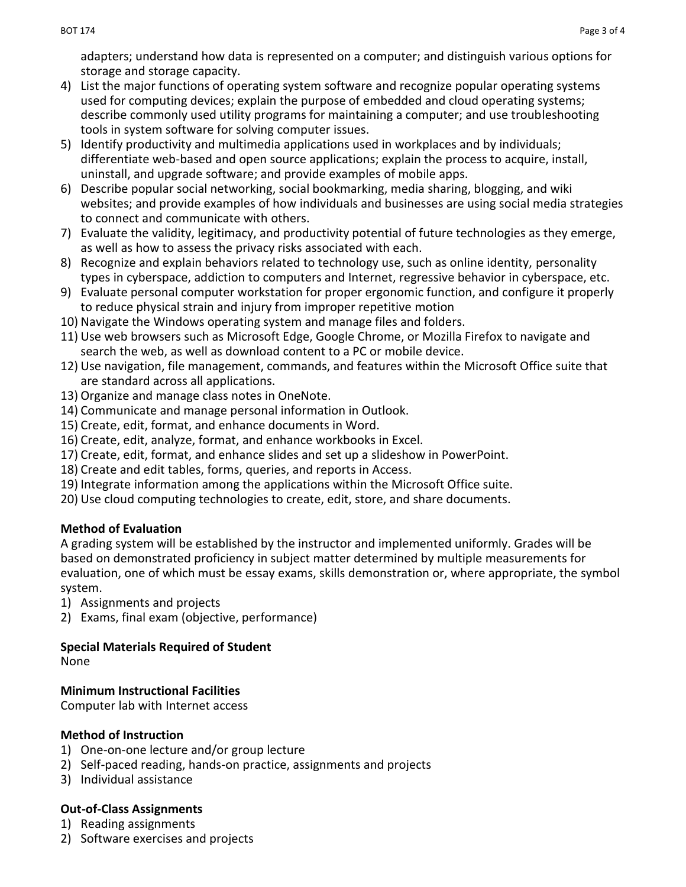adapters; understand how data is represented on a computer; and distinguish various options for storage and storage capacity.

4) List the major functions of operating system software and recognize popular operating systems used for computing devices; explain the purpose of embedded and cloud operating systems; describe commonly used utility programs for maintaining a computer; and use troubleshooting tools in system software for solving computer issues.
5) Identify productivity and multimedia applications used in workplaces and by individuals; differentiate web-based and open source applications; explain the process to acquire, install, uninstall, and upgrade software; and provide examples of mobile apps.
6) Describe popular social networking, social bookmarking, media sharing, blogging, and wiki websites; and provide examples of how individuals and businesses are using social media strategies to connect and communicate with others.
7) Evaluate the validity, legitimacy, and productivity potential of future technologies as they emerge, as well as how to assess the privacy risks associated with each.
8) Recognize and explain behaviors related to technology use, such as online identity, personality types in cyberspace, addiction to computers and Internet, regressive behavior in cyberspace, etc.
9) Evaluate personal computer workstation for proper ergonomic function, and configure it properly to reduce physical strain and injury from improper repetitive motion
10) Navigate the Windows operating system and manage files and folders.
11) Use web browsers such as Microsoft Edge, Google Chrome, or Mozilla Firefox to navigate and search the web, as well as download content to a PC or mobile device.
12) Use navigation, file management, commands, and features within the Microsoft Office suite that are standard across all applications.
13) Organize and manage class notes in OneNote.
14) Communicate and manage personal information in Outlook.
15) Create, edit, format, and enhance documents in Word.
16) Create, edit, analyze, format, and enhance workbooks in Excel.
17) Create, edit, format, and enhance slides and set up a slideshow in PowerPoint.
18) Create and edit tables, forms, queries, and reports in Access.
19) Integrate information among the applications within the Microsoft Office suite.
20) Use cloud computing technologies to create, edit, store, and share documents.

**Method of Evaluation**

A grading system will be established by the instructor and implemented uniformly. Grades will be based on demonstrated proficiency in subject matter determined by multiple measurements for evaluation, one of which must be essay exams, skills demonstration or, where appropriate, the symbol system.

1) Assignments and projects
2) Exams, final exam (objective, performance)

**Special Materials Required of Student**

None

**Minimum Instructional Facilities**

Computer lab with Internet access

**Method of Instruction**

1) One-on-one lecture and/or group lecture
2) Self-paced reading, hands-on practice, assignments and projects
3) Individual assistance

**Out-of-Class Assignments**

1) Reading assignments
2) Software exercises and projects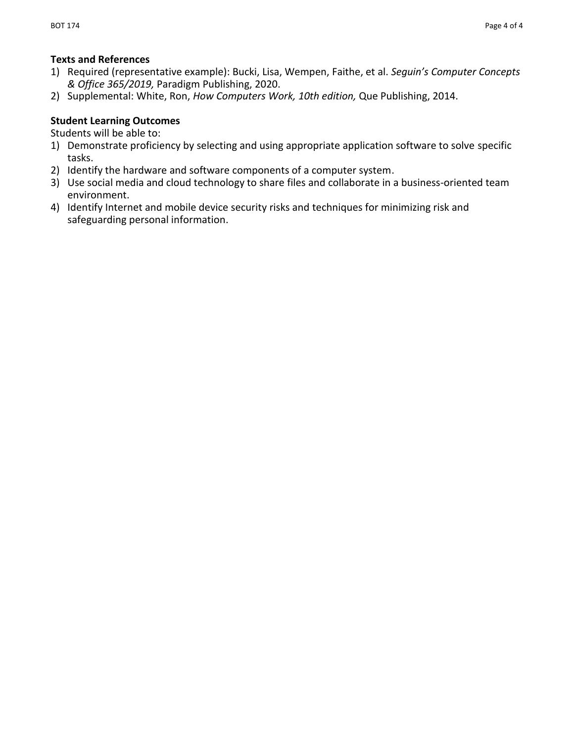**Texts and References**

1) Required (representative example): Bucki, Lisa, Wempen, Faithe, et al. *Seguin's Computer Concepts & Office 365/2019,* Paradigm Publishing, 2020.
2) Supplemental: White, Ron, *How Computers Work, 10th edition,* Que Publishing, 2014.

**Student Learning Outcomes**

Students will be able to:

1) Demonstrate proficiency by selecting and using appropriate application software to solve specific tasks.
2) Identify the hardware and software components of a computer system.
3) Use social media and cloud technology to share files and collaborate in a business-oriented team environment.
4) Identify Internet and mobile device security risks and techniques for minimizing risk and safeguarding personal information.